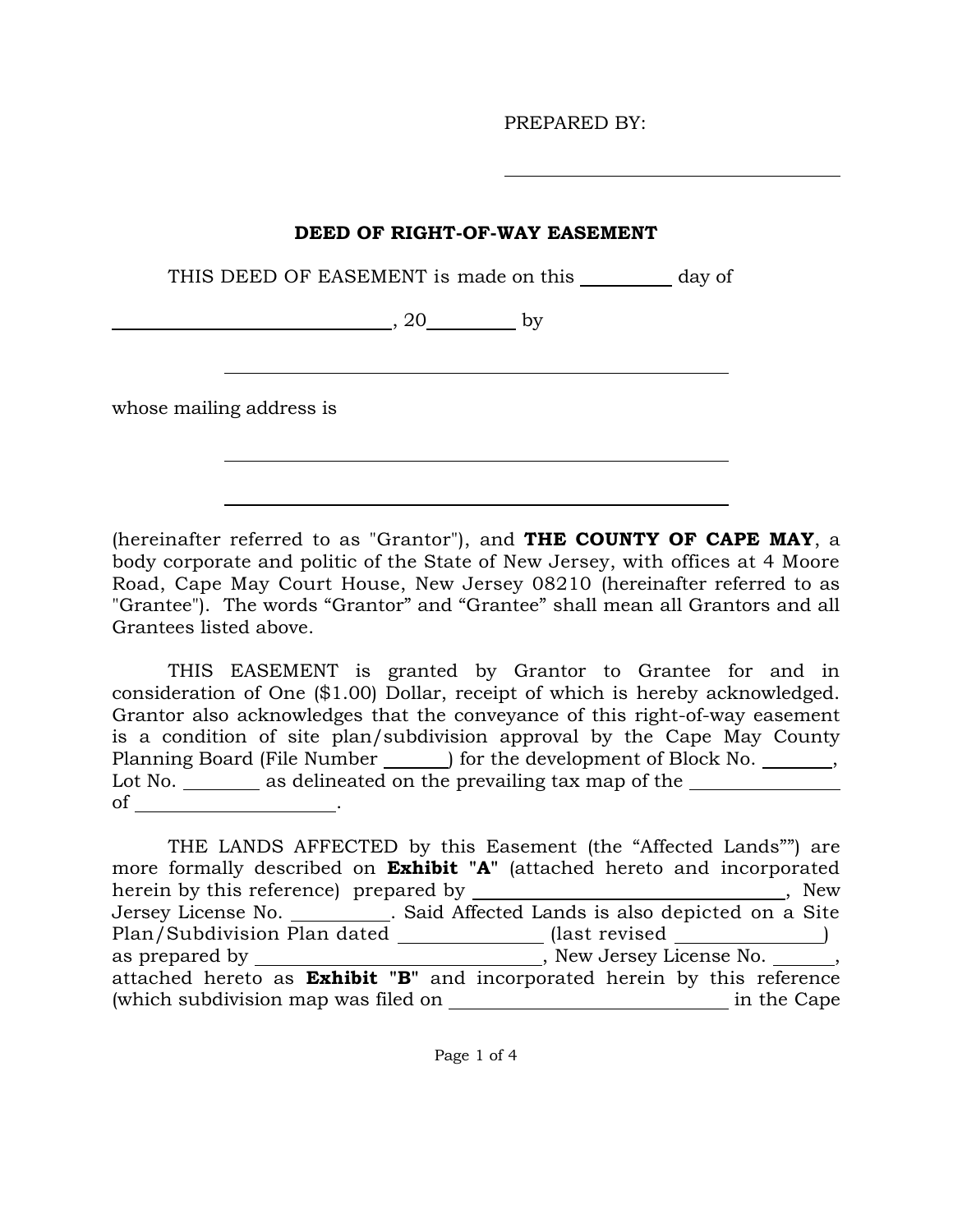PREPARED BY:

\_\_\_\_\_\_\_\_\_\_\_\_\_\_\_\_\_\_\_\_\_\_\_\_\_\_\_\_\_\_\_\_\_\_

## DEED OF RIGHT-OF-WAY EASEMENT

THIS DEED OF EASEMENT is made on this \_\_\_\_\_\_\_\_\_ day of

\_\_\_\_\_\_\_\_\_\_\_\_\_\_\_\_\_\_\_\_\_\_\_\_\_\_\_\_\_\_, 20\_\_\_\_\_\_\_\_\_ by

\_\_\_\_\_\_\_\_\_\_\_\_\_\_\_\_\_\_\_\_\_\_\_\_\_\_\_\_\_\_\_\_\_\_\_\_\_\_\_\_\_\_\_\_\_\_\_\_\_\_\_\_

whose mailing address is

\_\_\_\_\_\_\_\_\_\_\_\_\_\_\_\_\_\_\_\_\_\_\_\_\_\_\_\_\_\_\_\_\_\_\_\_\_\_\_\_\_\_\_\_\_\_\_\_\_\_\_\_

\_\_\_\_\_\_\_\_\_\_\_\_\_\_\_\_\_\_\_\_\_\_\_\_\_\_\_\_\_\_\_\_\_\_\_\_\_\_\_\_\_\_\_\_\_\_\_\_\_\_\_\_

(hereinafter referred to as "Grantor"), and **THE COUNTY OF CAPE MAY**, a body corporate and politic of the State of New Jersey, with offices at 4 Moore Road, Cape May Court House, New Jersey 08210 (hereinafter referred to as "Grantee"). The words "Grantor" and "Grantee" shall mean all Grantors and all Grantees listed above.

THIS EASEMENT is granted by Grantor to Grantee for and in consideration of One ($1.00) Dollar, receipt of which is hereby acknowledged. Grantor also acknowledges that the conveyance of this right-of-way easement is a condition of site plan/subdivision approval by the Cape May County Planning Board (File Number \_\_\_\_\_\_\_) for the development of Block No. \_\_\_\_\_\_\_\_, Lot No. \_\_\_\_\_\_\_\_ as delineated on the prevailing tax map of the \_\_\_\_\_\_\_\_\_\_\_\_\_\_\_\_ of \_\_\_\_\_\_\_\_\_\_\_\_\_\_\_\_\_\_\_\_\_.

THE LANDS AFFECTED by this Easement (the "Affected Lands"") are more formally described on **Exhibit** "**A**" (attached hereto and incorporated herein by this reference) prepared by \_\_\_\_\_\_\_\_\_\_\_\_\_\_\_\_\_\_\_\_\_\_\_\_\_\_\_\_\_\_\_\_\_\_\_, New Jersey License No. \_\_\_\_\_\_\_\_\_\_. Said Affected Lands is also depicted on a Site Plan/Subdivision Plan dated \_\_\_\_\_\_\_\_\_\_\_\_\_\_\_ (last revised \_\_\_\_\_\_\_\_\_\_\_\_\_\_\_) as prepared by \_\_\_\_\_\_\_\_\_\_\_\_\_\_\_\_\_\_\_\_\_\_\_\_\_\_\_\_\_\_, New Jersey License No. \_\_\_\_\_\_\_, attached hereto as **Exhibit** "**B**" and incorporated herein by this reference (which subdivision map was filed on \_\_\_\_\_\_\_\_\_\_\_\_\_\_\_\_\_\_\_\_\_\_\_\_\_\_\_\_\_\_ in the Cape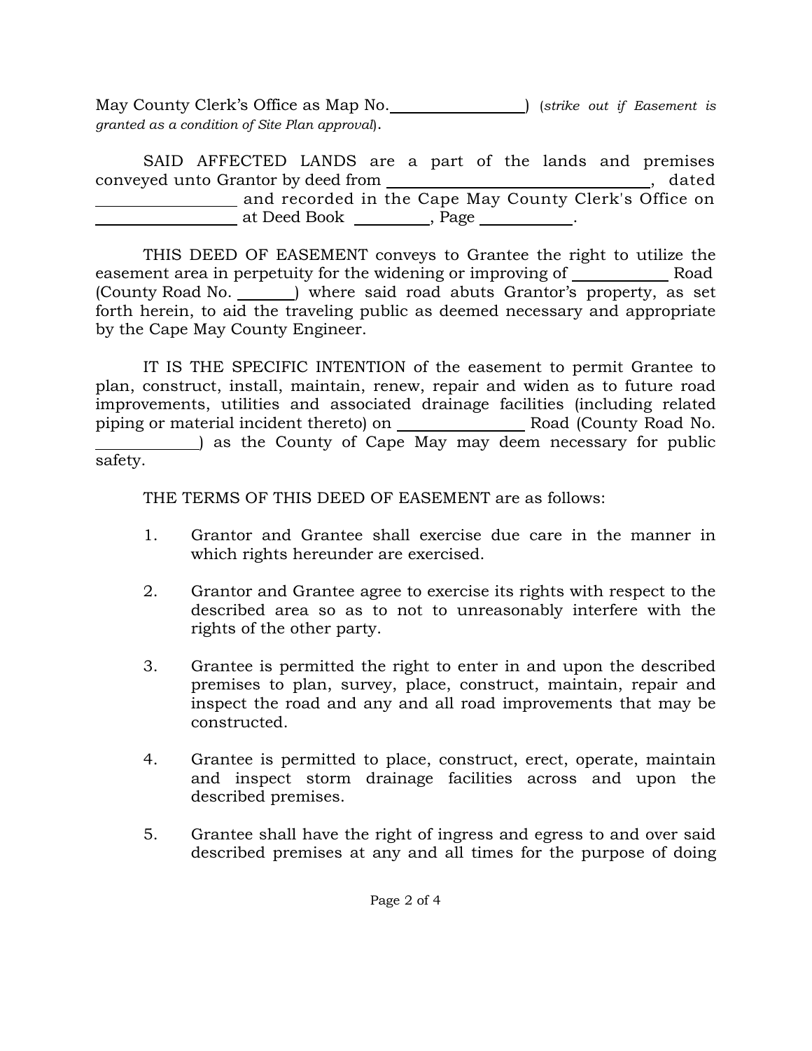May County Clerk's Office as Map No.________________) (*strike out if Easement is granted as a condition of Site Plan approval*).

SAID AFFECTED LANDS are a part of the lands and premises conveyed unto Grantor by deed from ________________________________, dated ________________ and recorded in the Cape May County Clerk's Office on ________________ at Deed Book ________, Page __________.

THIS DEED OF EASEMENT conveys to Grantee the right to utilize the easement area in perpetuity for the widening or improving of __________ Road (County Road No. ______) where said road abuts Grantor's property, as set forth herein, to aid the traveling public as deemed necessary and appropriate by the Cape May County Engineer.

IT IS THE SPECIFIC INTENTION of the easement to permit Grantee to plan, construct, install, maintain, renew, repair and widen as to future road improvements, utilities and associated drainage facilities (including related piping or material incident thereto) on ______________ Road (County Road No. ___________) as the County of Cape May may deem necessary for public safety.

THE TERMS OF THIS DEED OF EASEMENT are as follows:

1. Grantor and Grantee shall exercise due care in the manner in which rights hereunder are exercised.

2. Grantor and Grantee agree to exercise its rights with respect to the described area so as to not to unreasonably interfere with the rights of the other party.

3. Grantee is permitted the right to enter in and upon the described premises to plan, survey, place, construct, maintain, repair and inspect the road and any and all road improvements that may be constructed.

4. Grantee is permitted to place, construct, erect, operate, maintain and inspect storm drainage facilities across and upon the described premises.

5. Grantee shall have the right of ingress and egress to and over said described premises at any and all times for the purpose of doing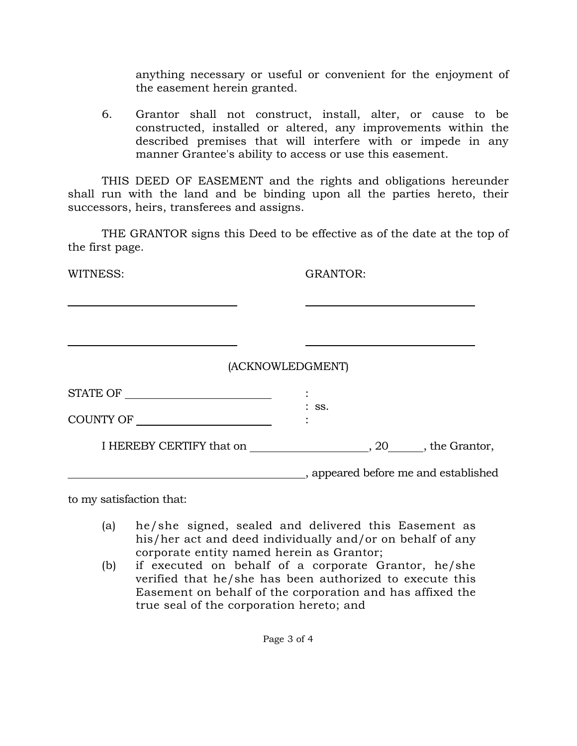anything necessary or useful or convenient for the enjoyment of the easement herein granted.

6. Grantor shall not construct, install, alter, or cause to be constructed, installed or altered, any improvements within the described premises that will interfere with or impede in any manner Grantee's ability to access or use this easement.

THIS DEED OF EASEMENT and the rights and obligations hereunder shall run with the land and be binding upon all the parties hereto, their successors, heirs, transferees and assigns.

THE GRANTOR signs this Deed to be effective as of the date at the top of the first page.

| WITNESS: | GRANTOR: |
| --- | --- |
| ______________________________ | ______________________________ |
| ______________________________ | ______________________________ |

(ACKNOWLEDGMENT)

STATE OF ________________________ :
: ss.
COUNTY OF ______________________ :

I HEREBY CERTIFY that on ____________________, 20______, the Grantor,

________________________________________, appeared before me and established to my satisfaction that:

(a) he/she signed, sealed and delivered this Easement as his/her act and deed individually and/or on behalf of any corporate entity named herein as Grantor;

(b) if executed on behalf of a corporate Grantor, he/she verified that he/she has been authorized to execute this Easement on behalf of the corporation and has affixed the true seal of the corporation hereto; and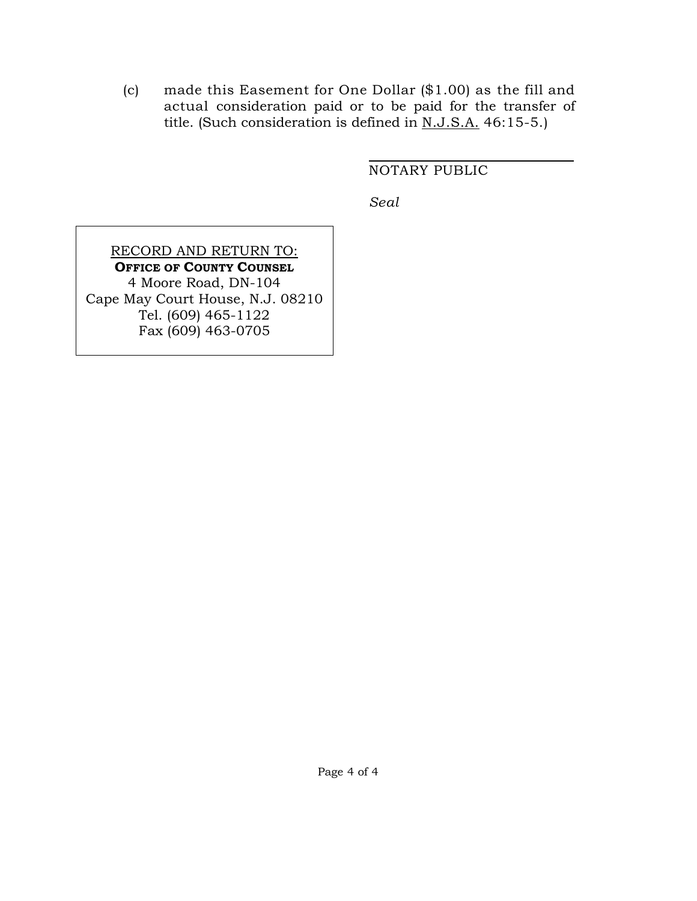(c) made this Easement for One Dollar ($1.00) as the fill and actual consideration paid or to be paid for the transfer of title. (Such consideration is defined in N.J.S.A. 46:15-5.)

\_\_\_\_\_\_\_\_\_\_\_\_\_\_\_\_\_\_\_\_\_\_\_\_\_\_\_\_

NOTARY PUBLIC

*Seal*

RECORD AND RETURN TO:
**OFFICE OF COUNTY COUNSEL**
4 Moore Road, DN-104
Cape May Court House, N.J. 08210
Tel. (609) 465-1122
Fax (609) 463-0705